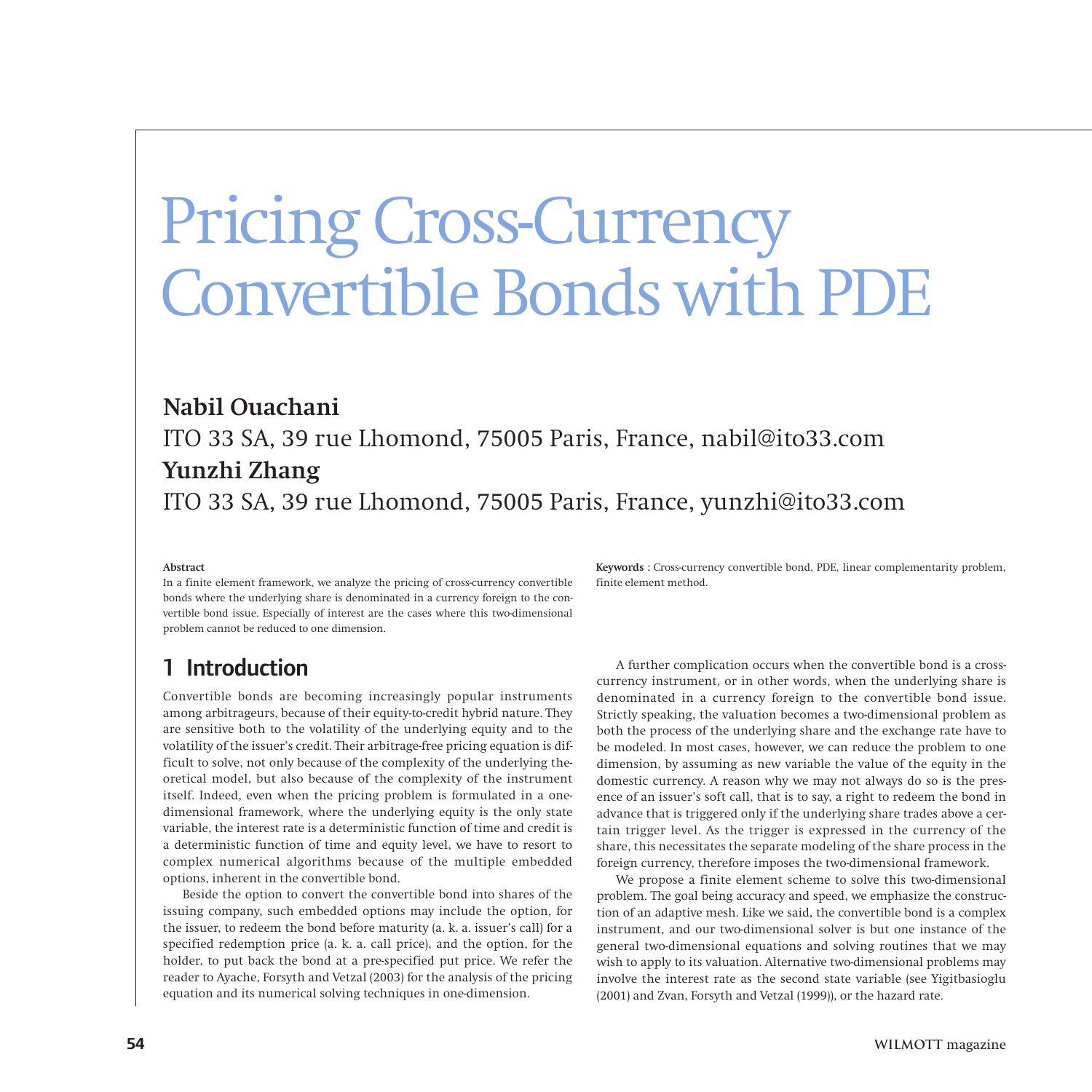# Pricing Cross-Currency Convertible Bonds with PDE

**Nabil Ouachani**

ITO 33 SA, 39 rue Lhomond, 75005 Paris, France, nabil@ito33.com

**Yunzhi Zhang**

ITO 33 SA, 39 rue Lhomond, 75005 Paris, France, yunzhi@ito33.com

**Abstract**

In a finite element framework, we analyze the pricing of cross-currency convertible bonds where the underlying share is denominated in a currency foreign to the convertible bond issue. Especially of interest are the cases where this two-dimensional problem cannot be reduced to one dimension.

**Keywords** : Cross-currency convertible bond, PDE, linear complementarity problem, finite element method.

## 1 Introduction

Convertible bonds are becoming increasingly popular instruments among arbitrageurs, because of their equity-to-credit hybrid nature. They are sensitive both to the volatility of the underlying equity and to the volatility of the issuer's credit. Their arbitrage-free pricing equation is difficult to solve, not only because of the complexity of the underlying theoretical model, but also because of the complexity of the instrument itself. Indeed, even when the pricing problem is formulated in a one-dimensional framework, where the underlying equity is the only state variable, the interest rate is a deterministic function of time and credit is a deterministic function of time and equity level, we have to resort to complex numerical algorithms because of the multiple embedded options, inherent in the convertible bond.

Beside the option to convert the convertible bond into shares of the issuing company, such embedded options may include the option, for the issuer, to redeem the bond before maturity (a. k. a. issuer's call) for a specified redemption price (a. k. a. call price), and the option, for the holder, to put back the bond at a pre-specified put price. We refer the reader to Ayache, Forsyth and Vetzal (2003) for the analysis of the pricing equation and its numerical solving techniques in one-dimension.

A further complication occurs when the convertible bond is a cross-currency instrument, or in other words, when the underlying share is denominated in a currency foreign to the convertible bond issue. Strictly speaking, the valuation becomes a two-dimensional problem as both the process of the underlying share and the exchange rate have to be modeled. In most cases, however, we can reduce the problem to one dimension, by assuming as new variable the value of the equity in the domestic currency. A reason why we may not always do so is the presence of an issuer's soft call, that is to say, a right to redeem the bond in advance that is triggered only if the underlying share trades above a certain trigger level. As the trigger is expressed in the currency of the share, this necessitates the separate modeling of the share process in the foreign currency, therefore imposes the two-dimensional framework.

We propose a finite element scheme to solve this two-dimensional problem. The goal being accuracy and speed, we emphasize the construction of an adaptive mesh. Like we said, the convertible bond is a complex instrument, and our two-dimensional solver is but one instance of the general two-dimensional equations and solving routines that we may wish to apply to its valuation. Alternative two-dimensional problems may involve the interest rate as the second state variable (see Yigitbasioglu (2001) and Zvan, Forsyth and Vetzal (1999)), or the hazard rate.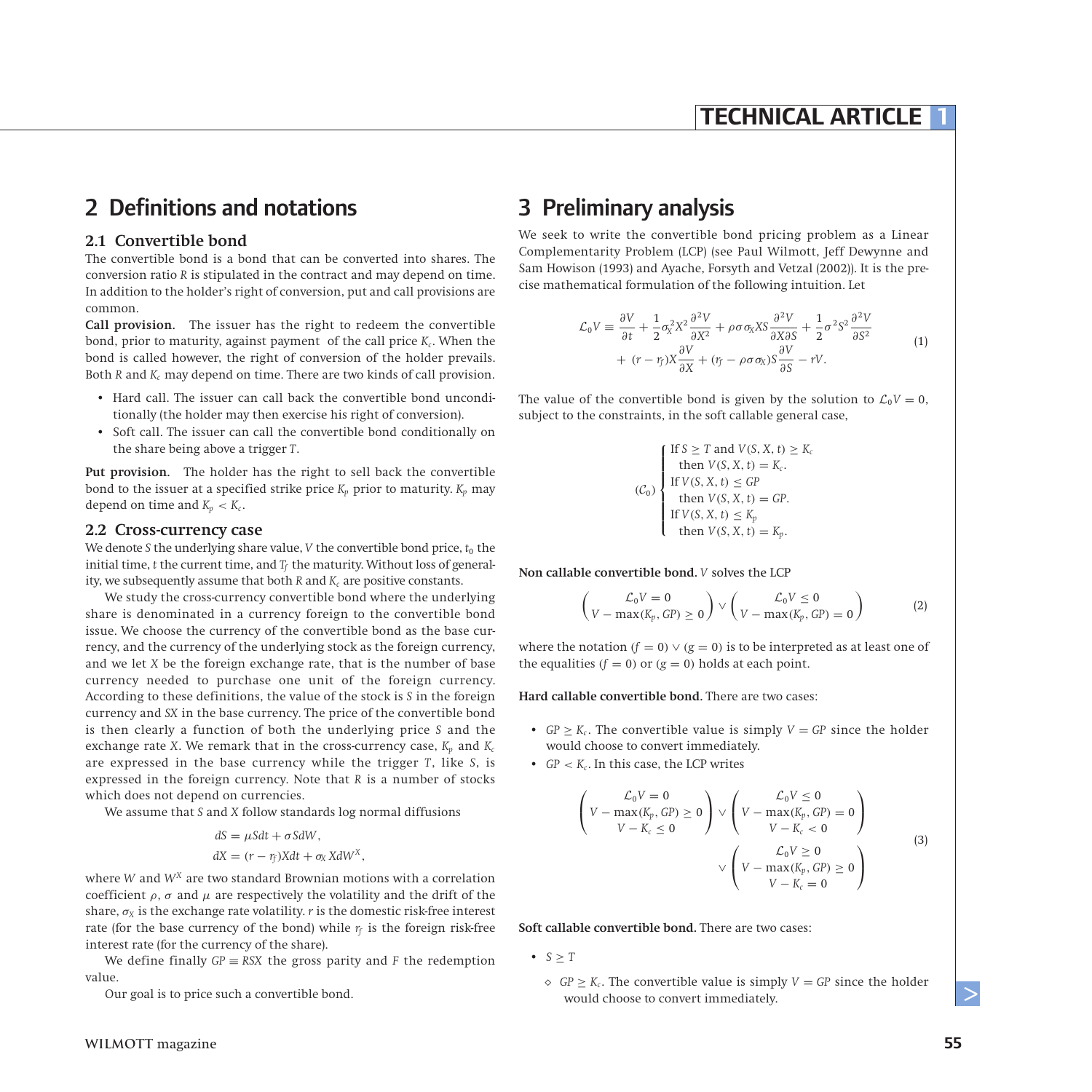## 2 Definitions and notations

### 2.1 Convertible bond

The convertible bond is a bond that can be converted into shares. The conversion ratio $R$ is stipulated in the contract and may depend on time. In addition to the holder's right of conversion, put and call provisions are common.

**Call provision.** The issuer has the right to redeem the convertible bond, prior to maturity, against payment of the call price $K_c$. When the bond is called however, the right of conversion of the holder prevails. Both $R$ and $K_c$ may depend on time. There are two kinds of call provision.

- Hard call. The issuer can call back the convertible bond unconditionally (the holder may then exercise his right of conversion).
- Soft call. The issuer can call the convertible bond conditionally on the share being above a trigger $T$.

**Put provision.** The holder has the right to sell back the convertible bond to the issuer at a specified strike price $K_p$ prior to maturity. $K_p$ may depend on time and $K_p < K_c$.

### 2.2 Cross-currency case

We denote $S$ the underlying share value, $V$ the convertible bond price, $t_0$ the initial time, $t$ the current time, and $T_f$ the maturity. Without loss of generality, we subsequently assume that both $R$ and $K_c$ are positive constants.

We study the cross-currency convertible bond where the underlying share is denominated in a currency foreign to the convertible bond issue. We choose the currency of the convertible bond as the base currency, and the currency of the underlying stock as the foreign currency, and we let $X$ be the foreign exchange rate, that is the number of base currency needed to purchase one unit of the foreign currency. According to these definitions, the value of the stock is $S$ in the foreign currency and $SX$ in the base currency. The price of the convertible bond is then clearly a function of both the underlying price $S$ and the exchange rate $X$. We remark that in the cross-currency case, $K_p$ and $K_c$ are expressed in the base currency while the trigger $T$, like $S$, is expressed in the foreign currency. Note that $R$ is a number of stocks which does not depend on currencies.

We assume that $S$ and $X$ follow standards log normal diffusions

$$
\begin{aligned}
dS &= \mu S dt + \sigma S dW, \\
dX &= (r - r_f) X dt + \sigma_X X dW^X,
\end{aligned}
$$

where $W$ and $W^X$ are two standard Brownian motions with a correlation coefficient $\rho$, $\sigma$ and $\mu$ are respectively the volatility and the drift of the share, $\sigma_X$ is the exchange rate volatility. $r$ is the domestic risk-free interest rate (for the base currency of the bond) while $r_f$ is the foreign risk-free interest rate (for the currency of the share).

We define finally $GP \equiv RSX$ the gross parity and $F$ the redemption value.

Our goal is to price such a convertible bond.

## 3 Preliminary analysis

We seek to write the convertible bond pricing problem as a Linear Complementarity Problem (LCP) (see Paul Wilmott, Jeff Dewynne and Sam Howison (1993) and Ayache, Forsyth and Vetzal (2002)). It is the precise mathematical formulation of the following intuition. Let

$$
\begin{aligned}
\mathcal{L}_0 V \equiv \frac{\partial V}{\partial t} &+ \frac{1}{2}\sigma_X^2 X^2 \frac{\partial^2 V}{\partial X^2} + \rho\sigma\sigma_X XS \frac{\partial^2 V}{\partial X \partial S} + \frac{1}{2}\sigma^2 S^2 \frac{\partial^2 V}{\partial S^2} \\
&+ (r - r_f) X \frac{\partial V}{\partial X} + (r_f - \rho\sigma\sigma_X) S \frac{\partial V}{\partial S} - rV.
\end{aligned}
\tag{1}
$$

The value of the convertible bond is given by the solution to $\mathcal{L}_0 V = 0$, subject to the constraints, in the soft callable general case,

$$
(\mathcal{C}_0) \begin{cases}
\text{If } S \geq T \text{ and } V(S, X, t) \geq K_c \\
\quad \text{then } V(S, X, t) = K_c. \\
\text{If } V(S, X, t) \leq GP \\
\quad \text{then } V(S, X, t) = GP. \\
\text{If } V(S, X, t) \leq K_p \\
\quad \text{then } V(S, X, t) = K_p.
\end{cases}
$$

**Non callable convertible bond.** $V$ solves the LCP

$$
\begin{pmatrix} \mathcal{L}_0 V = 0 \\ V - \max(K_p, GP) \geq 0 \end{pmatrix} \vee \begin{pmatrix} \mathcal{L}_0 V \leq 0 \\ V - \max(K_p, GP) = 0 \end{pmatrix} \tag{2}
$$

where the notation $(f = 0) \vee (g = 0)$ is to be interpreted as at least one of the equalities $(f = 0)$ or $(g = 0)$ holds at each point.

**Hard callable convertible bond.** There are two cases:

- $GP \geq K_c$. The convertible value is simply $V = GP$ since the holder would choose to convert immediately.
- $GP < K_c$. In this case, the LCP writes

$$
\begin{aligned}
&\begin{pmatrix} \mathcal{L}_0 V = 0 \\ V - \max(K_p, GP) \geq 0 \\ V - K_c \leq 0 \end{pmatrix} \vee \begin{pmatrix} \mathcal{L}_0 V \leq 0 \\ V - \max(K_p, GP) = 0 \\ V - K_c < 0 \end{pmatrix} \\
&\qquad\qquad\qquad\qquad \vee \begin{pmatrix} \mathcal{L}_0 V \geq 0 \\ V - \max(K_p, GP) \geq 0 \\ V - K_c = 0 \end{pmatrix}
\end{aligned}
\tag{3}
$$

**Soft callable convertible bond.** There are two cases:

- $S \geq T$
  - $GP \geq K_c$. The convertible value is simply $V = GP$ since the holder would choose to convert immediately.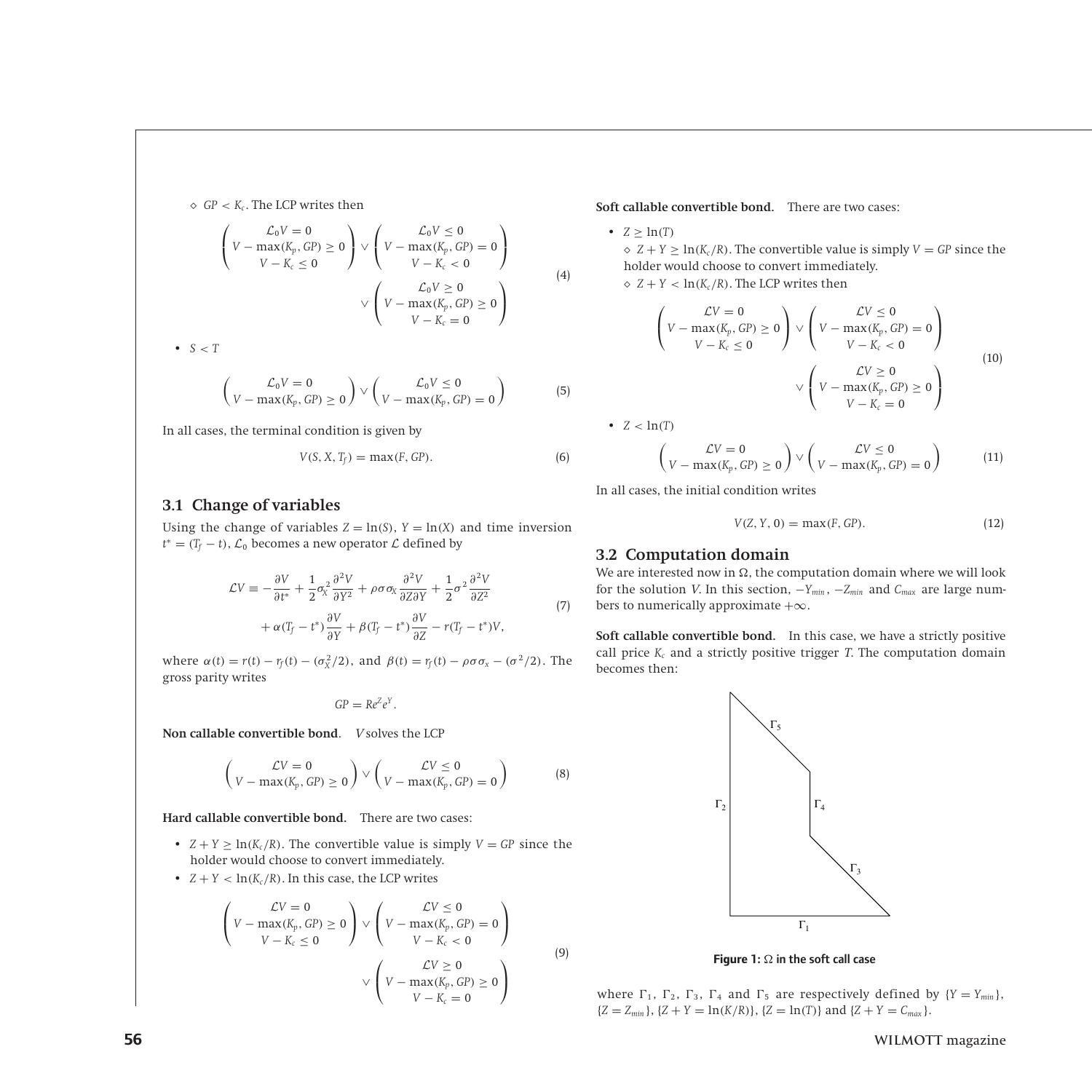◇ $GP < K_c$. The LCP writes then

$$\begin{pmatrix} \mathcal{L}_0 V = 0 \\ V - \max(K_p, GP) \geq 0 \\ V - K_c \leq 0 \end{pmatrix} \vee \begin{pmatrix} \mathcal{L}_0 V \leq 0 \\ V - \max(K_p, GP) = 0 \\ V - K_c < 0 \end{pmatrix} \vee \begin{pmatrix} \mathcal{L}_0 V \geq 0 \\ V - \max(K_p, GP) \geq 0 \\ V - K_c = 0 \end{pmatrix} \tag{4}$$

- $S < T$

$$\begin{pmatrix} \mathcal{L}_0 V = 0 \\ V - \max(K_p, GP) \geq 0 \end{pmatrix} \vee \begin{pmatrix} \mathcal{L}_0 V \leq 0 \\ V - \max(K_p, GP) = 0 \end{pmatrix} \tag{5}$$

In all cases, the terminal condition is given by

$$V(S, X, T_f) = \max(F, GP). \tag{6}$$

## 3.1 Change of variables

Using the change of variables $Z = \ln(S)$, $Y = \ln(X)$ and time inversion $t^* = (T_f - t)$, $\mathcal{L}_0$ becomes a new operator $\mathcal{L}$ defined by

$$\begin{aligned} \mathcal{L}V \equiv & -\frac{\partial V}{\partial t^*} + \frac{1}{2}\sigma_X^2 \frac{\partial^2 V}{\partial Y^2} + \rho\sigma\sigma_X \frac{\partial^2 V}{\partial Z \partial Y} + \frac{1}{2}\sigma^2 \frac{\partial^2 V}{\partial Z^2} \\ & + \alpha(T_f - t^*)\frac{\partial V}{\partial Y} + \beta(T_f - t^*)\frac{\partial V}{\partial Z} - r(T_f - t^*)V, \end{aligned} \tag{7}$$

where $\alpha(t) = r(t) - r_f(t) - (\sigma_X^2/2)$, and $\beta(t) = r_f(t) - \rho\sigma\sigma_x - (\sigma^2/2)$. The gross parity writes

$$GP = Re^Z e^Y.$$

**Non callable convertible bond**. $V$ solves the LCP

$$\begin{pmatrix} \mathcal{L}V = 0 \\ V - \max(K_p, GP) \geq 0 \end{pmatrix} \vee \begin{pmatrix} \mathcal{L}V \leq 0 \\ V - \max(K_p, GP) = 0 \end{pmatrix} \tag{8}$$

**Hard callable convertible bond.** There are two cases:

- $Z + Y \geq \ln(K_c/R)$. The convertible value is simply $V = GP$ since the holder would choose to convert immediately.
- $Z + Y < \ln(K_c/R)$. In this case, the LCP writes

$$\begin{pmatrix} \mathcal{L}V = 0 \\ V - \max(K_p, GP) \geq 0 \\ V - K_c \leq 0 \end{pmatrix} \vee \begin{pmatrix} \mathcal{L}V \leq 0 \\ V - \max(K_p, GP) = 0 \\ V - K_c < 0 \end{pmatrix} \vee \begin{pmatrix} \mathcal{L}V \geq 0 \\ V - \max(K_p, GP) \geq 0 \\ V - K_c = 0 \end{pmatrix} \tag{9}$$

**Soft callable convertible bond.** There are two cases:

- $Z \geq \ln(T)$

  ◇ $Z + Y \geq \ln(K_c/R)$. The convertible value is simply $V = GP$ since the holder would choose to convert immediately.

  ◇ $Z + Y < \ln(K_c/R)$. The LCP writes then

$$\begin{pmatrix} \mathcal{L}V = 0 \\ V - \max(K_p, GP) \geq 0 \\ V - K_c \leq 0 \end{pmatrix} \vee \begin{pmatrix} \mathcal{L}V \leq 0 \\ V - \max(K_p, GP) = 0 \\ V - K_c < 0 \end{pmatrix} \vee \begin{pmatrix} \mathcal{L}V \geq 0 \\ V - \max(K_p, GP) \geq 0 \\ V - K_c = 0 \end{pmatrix} \tag{10}$$

- $Z < \ln(T)$

$$\begin{pmatrix} \mathcal{L}V = 0 \\ V - \max(K_p, GP) \geq 0 \end{pmatrix} \vee \begin{pmatrix} \mathcal{L}V \leq 0 \\ V - \max(K_p, GP) = 0 \end{pmatrix} \tag{11}$$

In all cases, the initial condition writes

$$V(Z, Y, 0) = \max(F, GP). \tag{12}$$

## 3.2 Computation domain

We are interested now in $\Omega$, the computation domain where we will look for the solution $V$. In this section, $-Y_{min}$, $-Z_{min}$ and $C_{max}$ are large numbers to numerically approximate $+\infty$.

**Soft callable convertible bond.** In this case, we have a strictly positive call price $K_c$ and a strictly positive trigger $T$. The computation domain becomes then:

$\Gamma_5$

$\Gamma_2$

$\Gamma_4$

$\Gamma_3$

$\Gamma_1$

**Figure 1:** $\Omega$ **in the soft call case**

where $\Gamma_1$, $\Gamma_2$, $\Gamma_3$, $\Gamma_4$ and $\Gamma_5$ are respectively defined by $\{Y = Y_{min}\}$, $\{Z = Z_{min}\}$, $\{Z + Y = \ln(K/R)\}$, $\{Z = \ln(T)\}$ and $\{Z + Y = C_{max}\}$.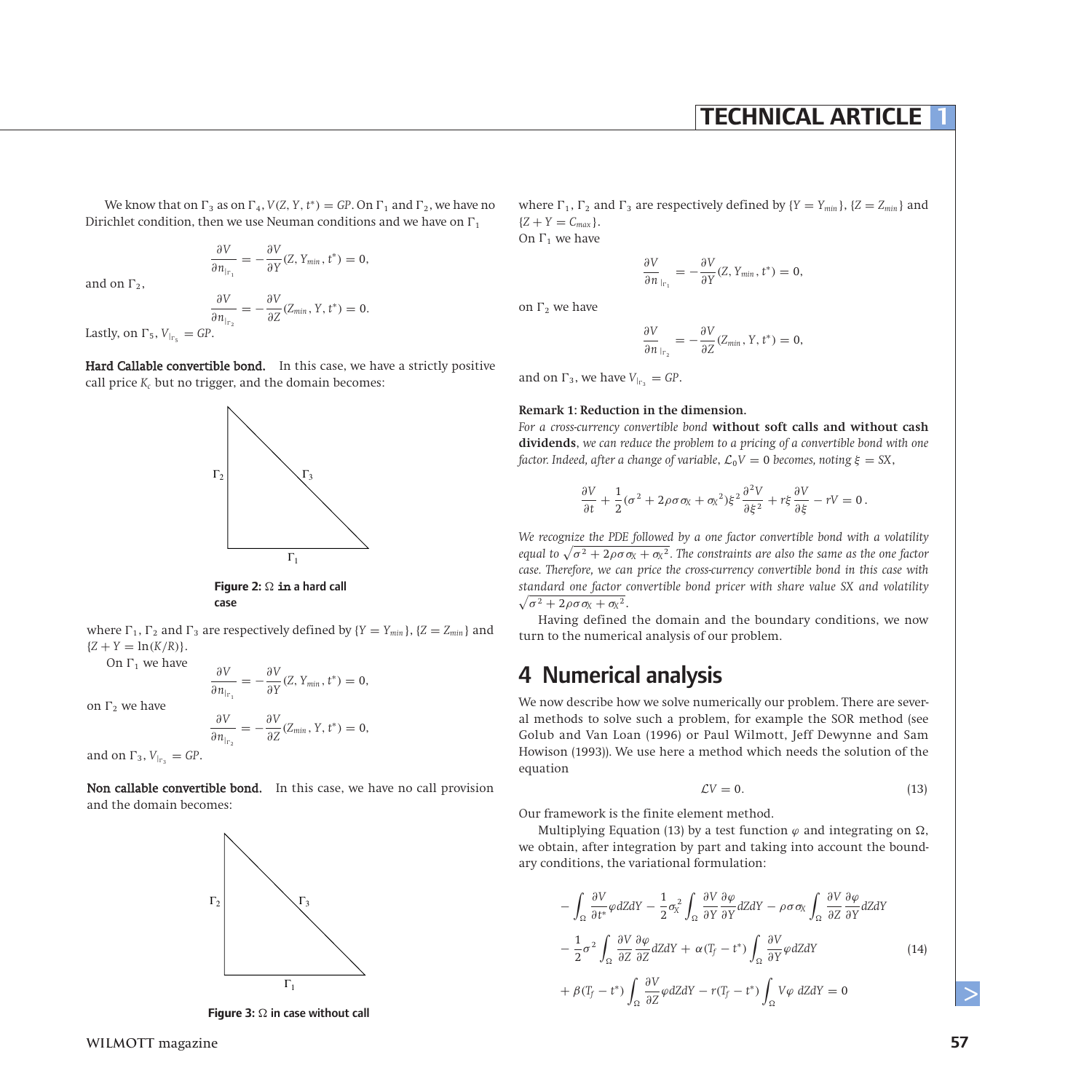We know that on $\Gamma_3$ as on $\Gamma_4$, $V(Z, Y, t^*) = GP$. On $\Gamma_1$ and $\Gamma_2$, we have no Dirichlet condition, then we use Neuman conditions and we have on $\Gamma_1$

$$\frac{\partial V}{\partial n_{|\Gamma_1}} = -\frac{\partial V}{\partial Y}(Z, Y_{min}, t^*) = 0,$$

and on $\Gamma_2$,

$$\frac{\partial V}{\partial n_{|\Gamma_2}} = -\frac{\partial V}{\partial Z}(Z_{min}, Y, t^*) = 0.$$

Lastly, on $\Gamma_5$, $V_{|\Gamma_5} = GP$.

**Hard Callable convertible bond.** In this case, we have a strictly positive call price $K_c$ but no trigger, and the domain becomes:

**Figure 2:** $\Omega$ **in a hard call case**

where $\Gamma_1$, $\Gamma_2$ and $\Gamma_3$ are respectively defined by $\{Y = Y_{min}\}$, $\{Z = Z_{min}\}$ and $\{Z + Y = \ln(K/R)\}$.

On $\Gamma_1$ we have

$$\frac{\partial V}{\partial n_{|\Gamma_1}} = -\frac{\partial V}{\partial Y}(Z, Y_{min}, t^*) = 0,$$

on $\Gamma_2$ we have

$$\frac{\partial V}{\partial n_{|\Gamma_2}} = -\frac{\partial V}{\partial Z}(Z_{min}, Y, t^*) = 0,$$

and on $\Gamma_3$, $V_{|\Gamma_3} = GP$.

**Non callable convertible bond.** In this case, we have no call provision and the domain becomes:

**Figure 3:** $\Omega$ **in case without call**

where $\Gamma_1$, $\Gamma_2$ and $\Gamma_3$ are respectively defined by $\{Y = Y_{min}\}$, $\{Z = Z_{min}\}$ and $\{Z + Y = C_{max}\}$.

On $\Gamma_1$ we have

$$\frac{\partial V}{\partial n}_{|\Gamma_1} = -\frac{\partial V}{\partial Y}(Z, Y_{min}, t^*) = 0,$$

on $\Gamma_2$ we have

$$\frac{\partial V}{\partial n}_{|\Gamma_2} = -\frac{\partial V}{\partial Z}(Z_{min}, Y, t^*) = 0,$$

and on $\Gamma_3$, we have $V_{|\Gamma_3} = GP$.

**Remark 1: Reduction in the dimension.**
*For a cross-currency convertible bond* **without soft calls and without cash dividends**, *we can reduce the problem to a pricing of a convertible bond with one factor. Indeed, after a change of variable, $\mathcal{L}_0 V = 0$ becomes, noting $\xi = SX$,*

$$\frac{\partial V}{\partial t} + \frac{1}{2}(\sigma^2 + 2\rho\sigma\sigma_X + \sigma_X{}^2)\xi^2\frac{\partial^2 V}{\partial \xi^2} + r\xi\frac{\partial V}{\partial \xi} - rV = 0\,.$$

*We recognize the PDE followed by a one factor convertible bond with a volatility equal to $\sqrt{\sigma^2 + 2\rho\sigma\sigma_X + \sigma_X{}^2}$. The constraints are also the same as the one factor case. Therefore, we can price the cross-currency convertible bond in this case with standard one factor convertible bond pricer with share value SX and volatility $\sqrt{\sigma^2 + 2\rho\sigma\sigma_X + \sigma_X{}^2}$.*

Having defined the domain and the boundary conditions, we now turn to the numerical analysis of our problem.

## 4 Numerical analysis

We now describe how we solve numerically our problem. There are several methods to solve such a problem, for example the SOR method (see Golub and Van Loan (1996) or Paul Wilmott, Jeff Dewynne and Sam Howison (1993)). We use here a method which needs the solution of the equation

$$\mathcal{L}V = 0. \tag{13}$$

Our framework is the finite element method.

Multiplying Equation (13) by a test function $\varphi$ and integrating on $\Omega$, we obtain, after integration by part and taking into account the boundary conditions, the variational formulation:

$$\begin{aligned}
&-\int_\Omega \frac{\partial V}{\partial t^*}\varphi dZdY - \frac{1}{2}\sigma_X^2\int_\Omega \frac{\partial V}{\partial Y}\frac{\partial \varphi}{\partial Y}dZdY - \rho\sigma\sigma_X\int_\Omega \frac{\partial V}{\partial Z}\frac{\partial \varphi}{\partial Y}dZdY \\
&-\frac{1}{2}\sigma^2\int_\Omega \frac{\partial V}{\partial Z}\frac{\partial \varphi}{\partial Z}dZdY + \alpha(T_f - t^*)\int_\Omega \frac{\partial V}{\partial Y}\varphi dZdY \\
&+\beta(T_f - t^*)\int_\Omega \frac{\partial V}{\partial Z}\varphi dZdY - r(T_f - t^*)\int_\Omega V\varphi\ dZdY = 0
\end{aligned} \tag{14}$$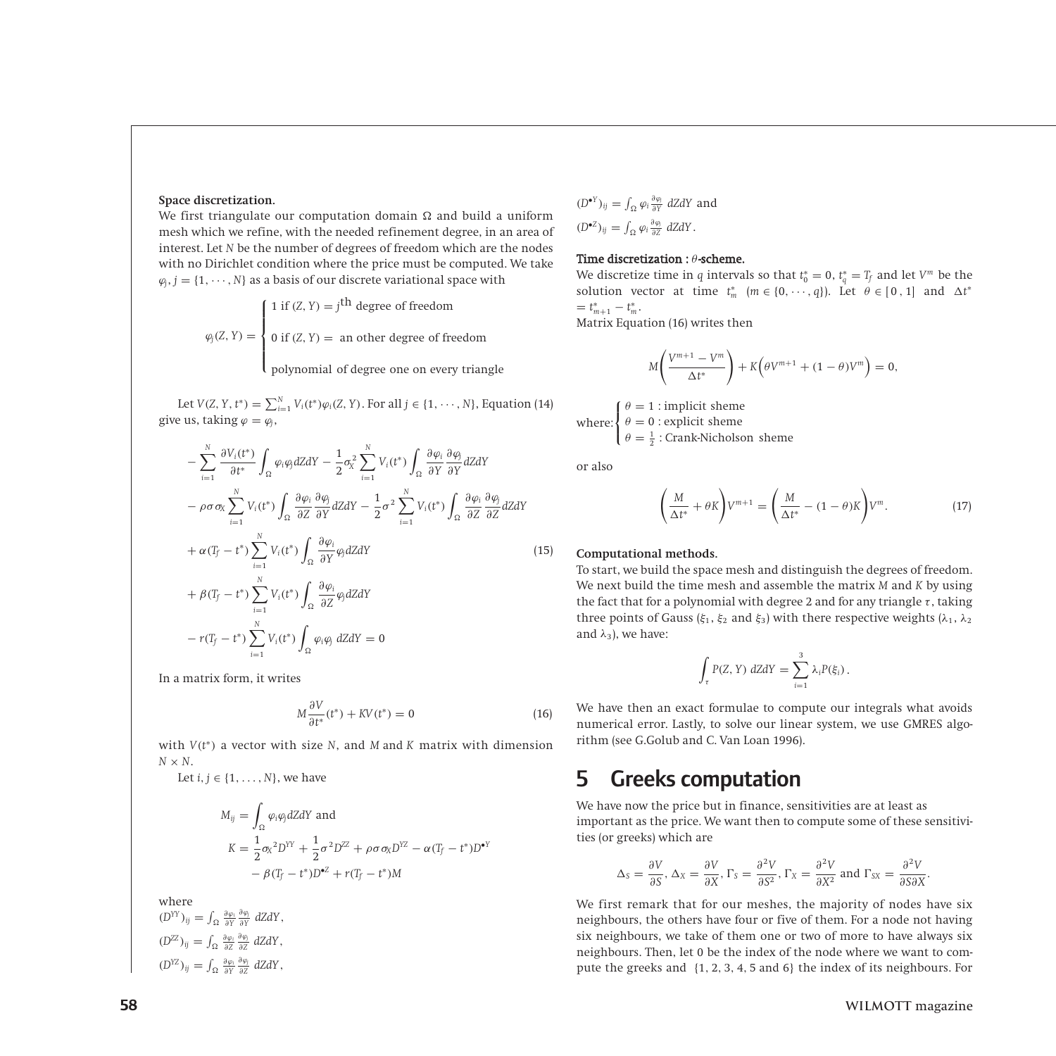**Space discretization.**

We first triangulate our computation domain $\Omega$ and build a uniform mesh which we refine, with the needed refinement degree, in an area of interest. Let $N$ be the number of degrees of freedom which are the nodes with no Dirichlet condition where the price must be computed. We take $\varphi_j, j = \{1, \cdots, N\}$ as a basis of our discrete variational space with

$$\varphi_j(Z, Y) = \begin{cases} 1 \text{ if } (Z, Y) = j^{\text{th}} \text{ degree of freedom} \\ 0 \text{ if } (Z, Y) = \text{ an other degree of freedom} \\ \text{polynomial of degree one on every triangle} \end{cases}$$

Let $V(Z, Y, t^*) = \sum_{i=1}^{N} V_i(t^*)\varphi_i(Z, Y)$. For all $j \in \{1, \cdots, N\}$, Equation (14) give us, taking $\varphi = \varphi_j$,

$$\begin{aligned}
&- \sum_{i=1}^{N} \frac{\partial V_i(t^*)}{\partial t^*} \int_\Omega \varphi_i \varphi_j dZdY - \frac{1}{2}\sigma_X^2 \sum_{i=1}^{N} V_i(t^*) \int_\Omega \frac{\partial \varphi_i}{\partial Y}\frac{\partial \varphi_j}{\partial Y} dZdY \\
&- \rho\sigma\sigma_X \sum_{i=1}^{N} V_i(t^*) \int_\Omega \frac{\partial \varphi_i}{\partial Z}\frac{\partial \varphi_j}{\partial Y} dZdY - \frac{1}{2}\sigma^2 \sum_{i=1}^{N} V_i(t^*) \int_\Omega \frac{\partial \varphi_i}{\partial Z}\frac{\partial \varphi_j}{\partial Z} dZdY \\
&+ \alpha(T_f - t^*) \sum_{i=1}^{N} V_i(t^*) \int_\Omega \frac{\partial \varphi_i}{\partial Y}\varphi_j dZdY \\
&+ \beta(T_f - t^*) \sum_{i=1}^{N} V_i(t^*) \int_\Omega \frac{\partial \varphi_i}{\partial Z}\varphi_j dZdY \\
&- r(T_f - t^*) \sum_{i=1}^{N} V_i(t^*) \int_\Omega \varphi_i \varphi_j \, dZdY = 0
\end{aligned} \tag{15}$$

In a matrix form, it writes

$$M\frac{\partial V}{\partial t^*}(t^*) + KV(t^*) = 0 \tag{16}$$

with $V(t^*)$ a vector with size $N$, and $M$ and $K$ matrix with dimension $N \times N$.

Let $i, j \in \{1, \ldots, N\}$, we have

$$\begin{aligned}
M_{ij} &= \int_\Omega \varphi_i\varphi_j dZdY \text{ and} \\
K &= \frac{1}{2}\sigma_X{}^2 D^{YY} + \frac{1}{2}\sigma^2 D^{ZZ} + \rho\sigma\sigma_X D^{YZ} - \alpha(T_f - t^*)D^{\bullet Y} \\
&\quad - \beta(T_f - t^*)D^{\bullet Z} + r(T_f - t^*)M
\end{aligned}$$

where

$(D^{YY})_{ij} = \int_\Omega \frac{\partial \varphi_i}{\partial Y}\frac{\partial \varphi_j}{\partial Y} \, dZdY$,

$(D^{ZZ})_{ij} = \int_\Omega \frac{\partial \varphi_i}{\partial Z}\frac{\partial \varphi_j}{\partial Z} \, dZdY$,

$(D^{YZ})_{ij} = \int_\Omega \frac{\partial \varphi_i}{\partial Y}\frac{\partial \varphi_j}{\partial Z} \, dZdY$,

$(D^{\bullet Y})_{ij} = \int_\Omega \varphi_i \frac{\partial \varphi_j}{\partial Y} \, dZdY$ and

$(D^{\bullet Z})_{ij} = \int_\Omega \varphi_i \frac{\partial \varphi_j}{\partial Z} \, dZdY$.

**Time discretization : $\theta$-scheme.**

We discretize time in $q$ intervals so that $t_0^* = 0$, $t_q^* = T_f$ and let $V^m$ be the solution vector at time $t_m^*$ $(m \in \{0, \cdots, q\})$. Let $\theta \in [0, 1]$ and $\Delta t^* = t_{m+1}^* - t_m^*$.

Matrix Equation (16) writes then

$$M\left(\frac{V^{m+1} - V^m}{\Delta t^*}\right) + K\left(\theta V^{m+1} + (1 - \theta)V^m\right) = 0,$$

$$\text{where:} \begin{cases} \theta = 1 : \text{implicit sheme} \\ \theta = 0 : \text{explicit sheme} \\ \theta = \frac{1}{2} : \text{Crank-Nicholson sheme} \end{cases}$$

or also

$$\left(\frac{M}{\Delta t^*} + \theta K\right)V^{m+1} = \left(\frac{M}{\Delta t^*} - (1 - \theta)K\right)V^m. \tag{17}$$

**Computational methods.**

To start, we build the space mesh and distinguish the degrees of freedom. We next build the time mesh and assemble the matrix $M$ and $K$ by using the fact that for a polynomial with degree 2 and for any triangle $\tau$, taking three points of Gauss ($\xi_1$, $\xi_2$ and $\xi_3$) with there respective weights ($\lambda_1$, $\lambda_2$ and $\lambda_3$), we have:

$$\int_\tau P(Z, Y) \, dZdY = \sum_{i=1}^{3} \lambda_i P(\xi_i).$$

We have then an exact formulae to compute our integrals what avoids numerical error. Lastly, to solve our linear system, we use GMRES algorithm (see G.Golub and C. Van Loan 1996).

## 5 Greeks computation

We have now the price but in finance, sensitivities are at least as important as the price. We want then to compute some of these sensitivities (or greeks) which are

$$\Delta_S = \frac{\partial V}{\partial S}, \; \Delta_X = \frac{\partial V}{\partial X}, \; \Gamma_S = \frac{\partial^2 V}{\partial S^2}, \; \Gamma_X = \frac{\partial^2 V}{\partial X^2} \text{ and } \Gamma_{SX} = \frac{\partial^2 V}{\partial S \partial X}.$$

We first remark that for our meshes, the majority of nodes have six neighbours, the others have four or five of them. For a node not having six neighbours, we take of them one or two of more to have always six neighbours. Then, let 0 be the index of the node where we want to compute the greeks and {1, 2, 3, 4, 5 and 6} the index of its neighbours. For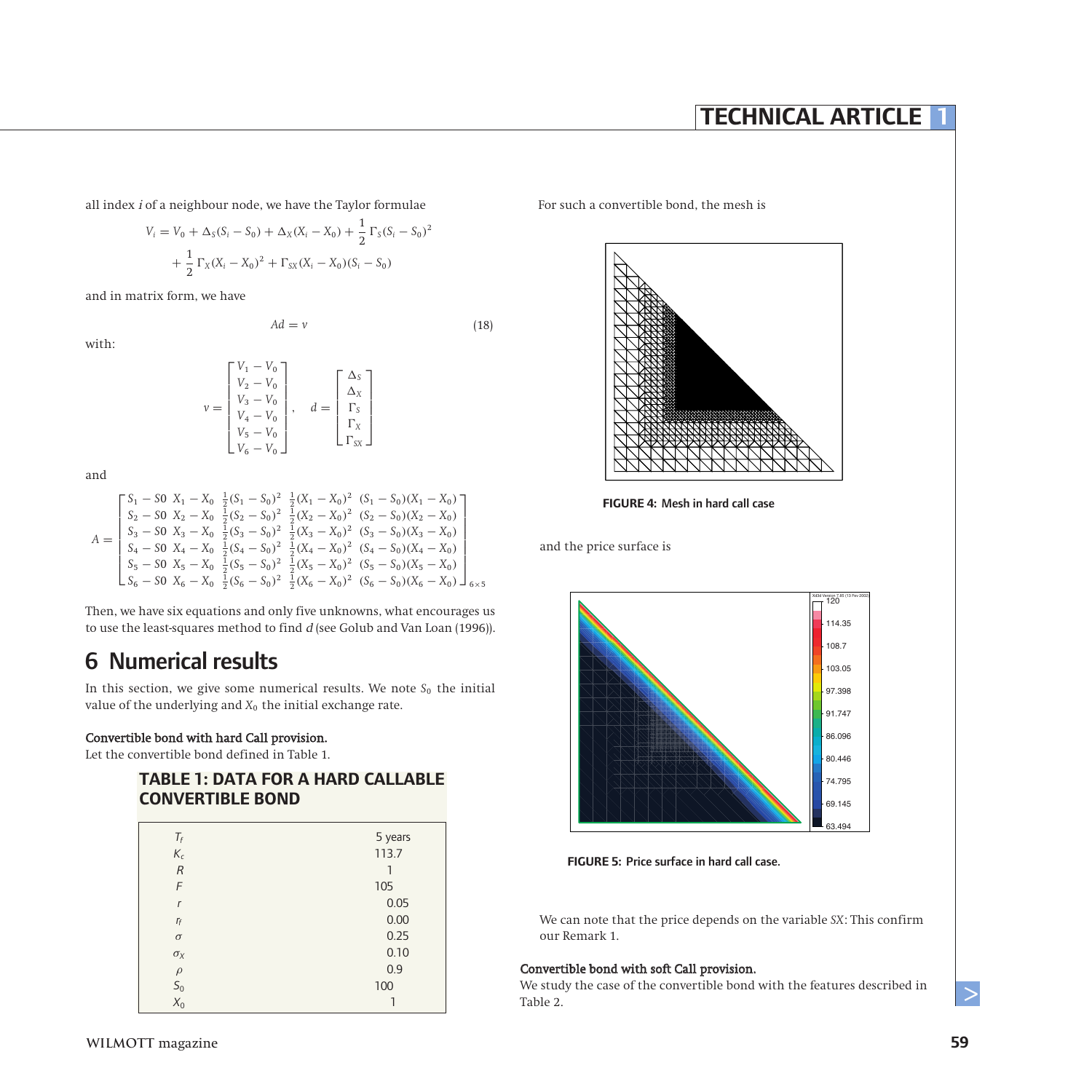all index $i$ of a neighbour node, we have the Taylor formulae

$$V_i = V_0 + \Delta_S(S_i - S_0) + \Delta_X(X_i - X_0) + \frac{1}{2}\Gamma_S(S_i - S_0)^2 + \frac{1}{2}\Gamma_X(X_i - X_0)^2 + \Gamma_{SX}(X_i - X_0)(S_i - S_0)$$

and in matrix form, we have

$$Ad = v \tag{18}$$

with:

$$v = \begin{bmatrix} V_1 - V_0 \\ V_2 - V_0 \\ V_3 - V_0 \\ V_4 - V_0 \\ V_5 - V_0 \\ V_6 - V_0 \end{bmatrix}, \quad d = \begin{bmatrix} \Delta_S \\ \Delta_X \\ \Gamma_S \\ \Gamma_X \\ \Gamma_{SX} \end{bmatrix}$$

and

$$A = \begin{bmatrix} S_1 - S0 & X_1 - X_0 & \frac{1}{2}(S_1 - S_0)^2 & \frac{1}{2}(X_1 - X_0)^2 & (S_1 - S_0)(X_1 - X_0) \\ S_2 - S0 & X_2 - X_0 & \frac{1}{2}(S_2 - S_0)^2 & \frac{1}{2}(X_2 - X_0)^2 & (S_2 - S_0)(X_2 - X_0) \\ S_3 - S0 & X_3 - X_0 & \frac{1}{2}(S_3 - S_0)^2 & \frac{1}{2}(X_3 - X_0)^2 & (S_3 - S_0)(X_3 - X_0) \\ S_4 - S0 & X_4 - X_0 & \frac{1}{2}(S_4 - S_0)^2 & \frac{1}{2}(X_4 - X_0)^2 & (S_4 - S_0)(X_4 - X_0) \\ S_5 - S0 & X_5 - X_0 & \frac{1}{2}(S_5 - S_0)^2 & \frac{1}{2}(X_5 - X_0)^2 & (S_5 - S_0)(X_5 - X_0) \\ S_6 - S0 & X_6 - X_0 & \frac{1}{2}(S_6 - S_0)^2 & \frac{1}{2}(X_6 - X_0)^2 & (S_6 - S_0)(X_6 - X_0) \end{bmatrix}_{6\times 5}$$

Then, we have six equations and only five unknowns, what encourages us to use the least-squares method to find $d$ (see Golub and Van Loan (1996)).

## 6 Numerical results

In this section, we give some numerical results. We note $S_0$ the initial value of the underlying and $X_0$ the initial exchange rate.

**Convertible bond with hard Call provision.**
Let the convertible bond defined in Table 1.

**TABLE 1: DATA FOR A HARD CALLABLE CONVERTIBLE BOND**

| | |
|---|---|
| $T_f$ | 5 years |
| $K_c$ | 113.7 |
| $R$ | 1 |
| $F$ | 105 |
| $r$ | 0.05 |
| $r_f$ | 0.00 |
| $\sigma$ | 0.25 |
| $\sigma_X$ | 0.10 |
| $\rho$ | 0.9 |
| $S_0$ | 100 |
| $X_0$ | 1 |

For such a convertible bond, the mesh is

**FIGURE 4:** Mesh in hard call case

and the price surface is

Xd3d Version 7.65 (13 Fev 2002)
120
114.35
108.7
103.05
97.398
91.747
86.096
80.446
74.795
69.145
63.494

**FIGURE 5:** Price surface in hard call case.

We can note that the price depends on the variable $SX$: This confirm our Remark 1.

**Convertible bond with soft Call provision.**
We study the case of the convertible bond with the features described in Table 2.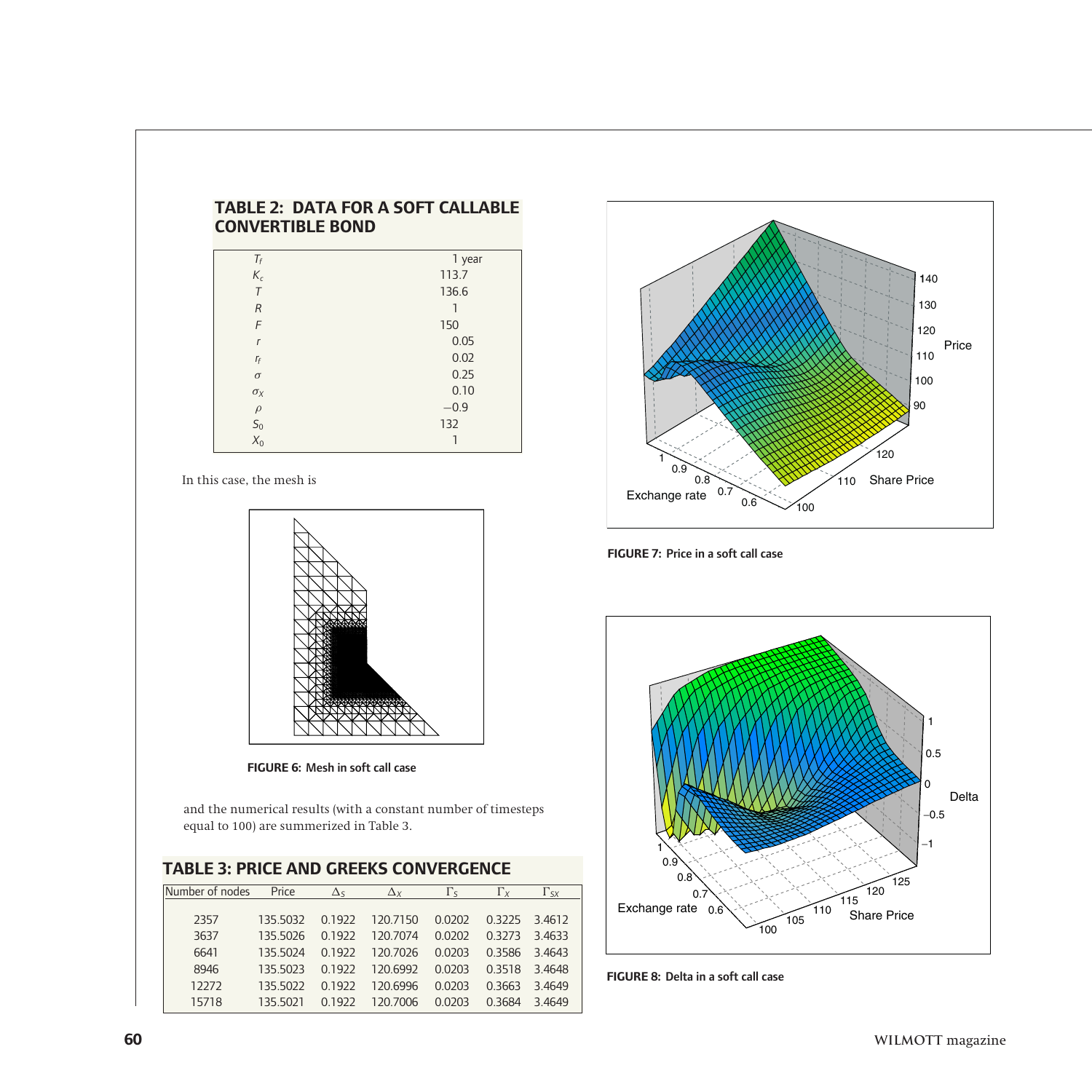## TABLE 2: DATA FOR A SOFT CALLABLE CONVERTIBLE BOND

| | |
|---|---|
| $T_f$ | 1 year |
| $K_c$ | 113.7 |
| $T$ | 136.6 |
| $R$ | 1 |
| $F$ | 150 |
| $r$ | 0.05 |
| $r_f$ | 0.02 |
| $\sigma$ | 0.25 |
| $\sigma_X$ | 0.10 |
| $\rho$ | −0.9 |
| $S_0$ | 132 |
| $X_0$ | 1 |

In this case, the mesh is

**FIGURE 6: Mesh in soft call case**

and the numerical results (with a constant number of timesteps equal to 100) are summerized in Table 3.

## TABLE 3: PRICE AND GREEKS CONVERGENCE

| Number of nodes | Price | $\Delta_S$ | $\Delta_X$ | $\Gamma_S$ | $\Gamma_X$ | $\Gamma_{SX}$ |
|---|---|---|---|---|---|---|
| 2357 | 135.5032 | 0.1922 | 120.7150 | 0.0202 | 0.3225 | 3.4612 |
| 3637 | 135.5026 | 0.1922 | 120.7074 | 0.0202 | 0.3273 | 3.4633 |
| 6641 | 135.5024 | 0.1922 | 120.7026 | 0.0203 | 0.3586 | 3.4643 |
| 8946 | 135.5023 | 0.1922 | 120.6992 | 0.0203 | 0.3518 | 3.4648 |
| 12272 | 135.5022 | 0.1922 | 120.6996 | 0.0203 | 0.3663 | 3.4649 |
| 15718 | 135.5021 | 0.1922 | 120.7006 | 0.0203 | 0.3684 | 3.4649 |

Price
140
130
120
110
100
90
Exchange rate
1
0.9
0.8
0.7
0.6
Share Price
100
110
120

**FIGURE 7: Price in a soft call case**

Delta
1
0.5
0
−0.5
−1
Exchange rate
1
0.9
0.8
0.7
0.6
Share Price
100
105
110
115
120
125

**FIGURE 8: Delta in a soft call case**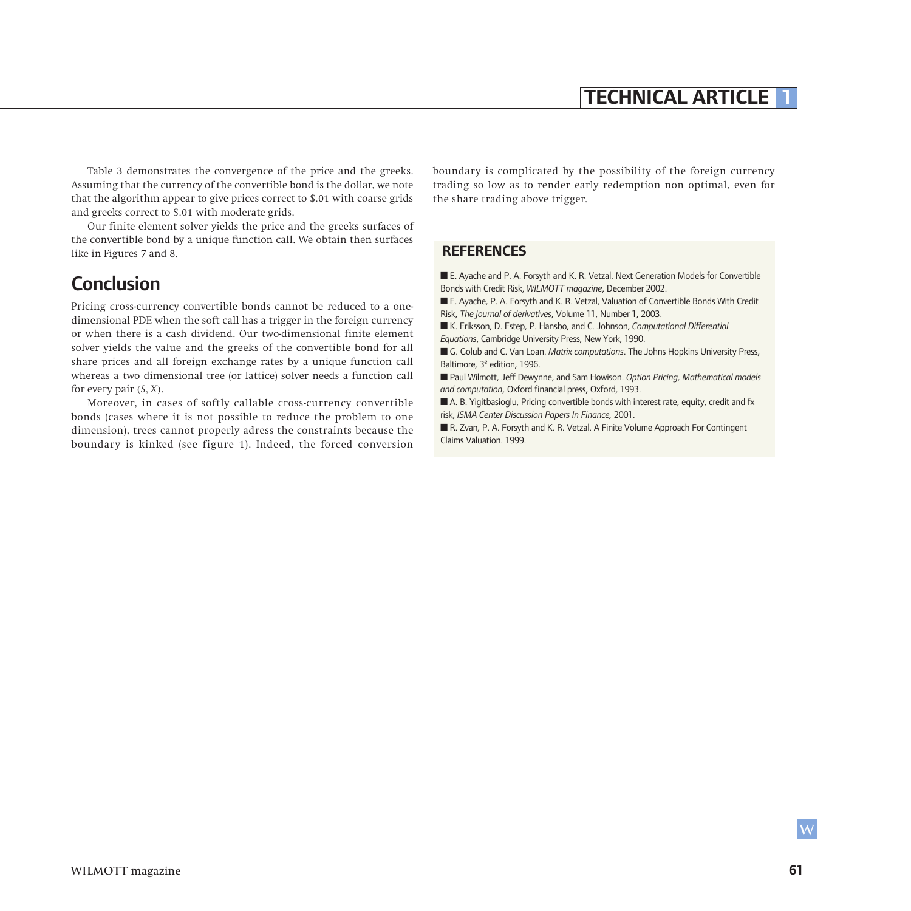Table 3 demonstrates the convergence of the price and the greeks. Assuming that the currency of the convertible bond is the dollar, we note that the algorithm appear to give prices correct to \$.01 with coarse grids and greeks correct to \$.01 with moderate grids.

Our finite element solver yields the price and the greeks surfaces of the convertible bond by a unique function call. We obtain then surfaces like in Figures 7 and 8.

## Conclusion

Pricing cross-currency convertible bonds cannot be reduced to a one-dimensional PDE when the soft call has a trigger in the foreign currency or when there is a cash dividend. Our two-dimensional finite element solver yields the value and the greeks of the convertible bond for all share prices and all foreign exchange rates by a unique function call whereas a two dimensional tree (or lattice) solver needs a function call for every pair $(S, X)$.

Moreover, in cases of softly callable cross-currency convertible bonds (cases where it is not possible to reduce the problem to one dimension), trees cannot properly adress the constraints because the boundary is kinked (see figure 1). Indeed, the forced conversion boundary is complicated by the possibility of the foreign currency trading so low as to render early redemption non optimal, even for the share trading above trigger.

## REFERENCES

- E. Ayache and P. A. Forsyth and K. R. Vetzal. Next Generation Models for Convertible Bonds with Credit Risk, *WILMOTT magazine*, December 2002.
- E. Ayache, P. A. Forsyth and K. R. Vetzal, Valuation of Convertible Bonds With Credit Risk, *The journal of derivatives*, Volume 11, Number 1, 2003.
- K. Eriksson, D. Estep, P. Hansbo, and C. Johnson, *Computational Differential Equations*, Cambridge University Press, New York, 1990.
- G. Golub and C. Van Loan. *Matrix computations*. The Johns Hopkins University Press, Baltimore, 3e edition, 1996.
- Paul Wilmott, Jeff Dewynne, and Sam Howison. *Option Pricing, Mathematical models and computation*, Oxford financial press, Oxford, 1993.
- A. B. Yigitbasioglu, Pricing convertible bonds with interest rate, equity, credit and fx risk, *ISMA Center Discussion Papers In Finance*, 2001.
- R. Zvan, P. A. Forsyth and K. R. Vetzal. A Finite Volume Approach For Contingent Claims Valuation. 1999.